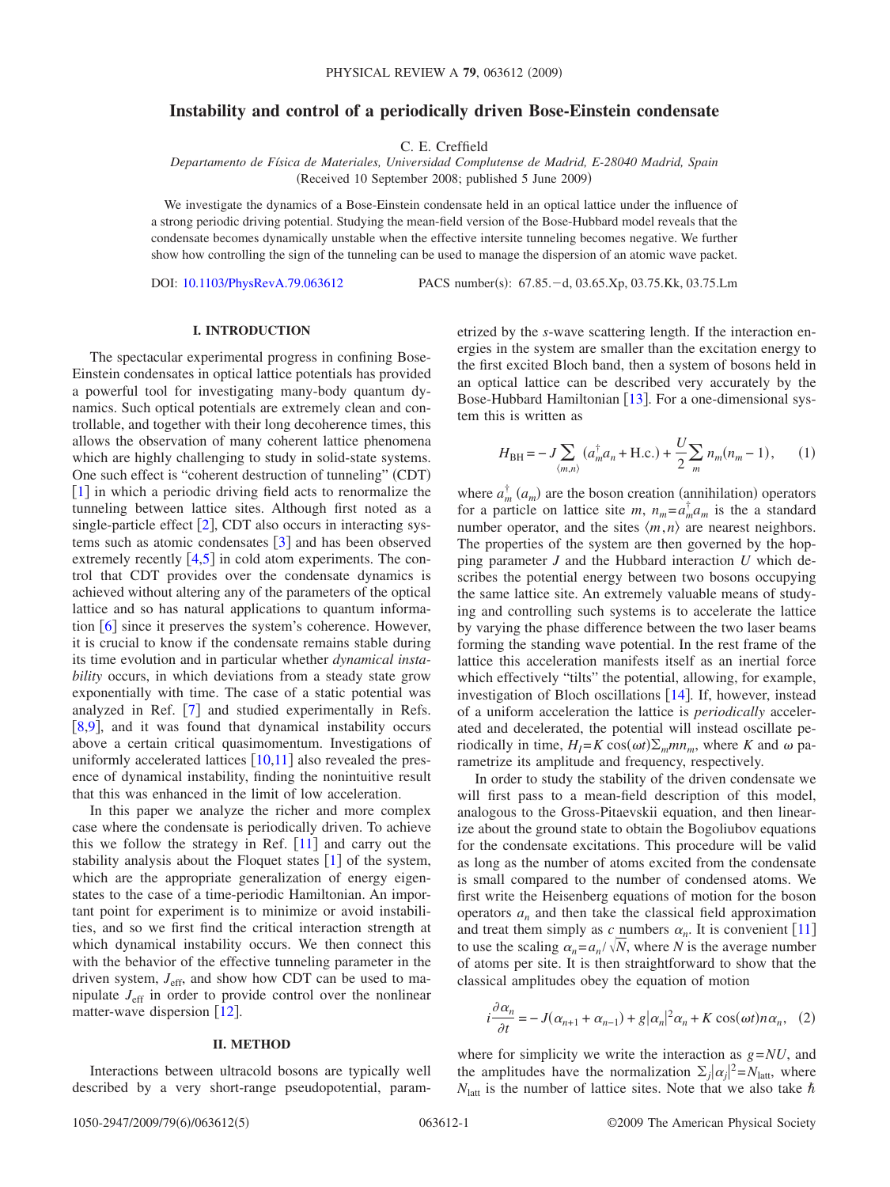# Instability and control of a periodically driven Bose-Einstein condensate

C. E. Creffield

*Departamento de Física de Materiales, Universidad Complutense de Madrid, E-28040 Madrid, Spain*
(Received 10 September 2008; published 5 June 2009)

We investigate the dynamics of a Bose-Einstein condensate held in an optical lattice under the influence of a strong periodic driving potential. Studying the mean-field version of the Bose-Hubbard model reveals that the condensate becomes dynamically unstable when the effective intersite tunneling becomes negative. We further show how controlling the sign of the tunneling can be used to manage the dispersion of an atomic wave packet.

DOI: 10.1103/PhysRevA.79.063612    PACS number(s): 67.85.−d, 03.65.Xp, 03.75.Kk, 03.75.Lm

## I. INTRODUCTION

The spectacular experimental progress in confining Bose-Einstein condensates in optical lattice potentials has provided a powerful tool for investigating many-body quantum dynamics. Such optical potentials are extremely clean and controllable, and together with their long decoherence times, this allows the observation of many coherent lattice phenomena which are highly challenging to study in solid-state systems. One such effect is "coherent destruction of tunneling" (CDT) [1] in which a periodic driving field acts to renormalize the tunneling between lattice sites. Although first noted as a single-particle effect [2], CDT also occurs in interacting systems such as atomic condensates [3] and has been observed extremely recently [4,5] in cold atom experiments. The control that CDT provides over the condensate dynamics is achieved without altering any of the parameters of the optical lattice and so has natural applications to quantum information [6] since it preserves the system's coherence. However, it is crucial to know if the condensate remains stable during its time evolution and in particular whether *dynamical instability* occurs, in which deviations from a steady state grow exponentially with time. The case of a static potential was analyzed in Ref. [7] and studied experimentally in Refs. [8,9], and it was found that dynamical instability occurs above a certain critical quasimomentum. Investigations of uniformly accelerated lattices [10,11] also revealed the presence of dynamical instability, finding the nonintuitive result that this was enhanced in the limit of low acceleration.

In this paper we analyze the richer and more complex case where the condensate is periodically driven. To achieve this we follow the strategy in Ref. [11] and carry out the stability analysis about the Floquet states [1] of the system, which are the appropriate generalization of energy eigenstates to the case of a time-periodic Hamiltonian. An important point for experiment is to minimize or avoid instabilities, and so we first find the critical interaction strength at which dynamical instability occurs. We then connect this with the behavior of the effective tunneling parameter in the driven system, $J_{\text{eff}}$, and show how CDT can be used to manipulate $J_{\text{eff}}$ in order to provide control over the nonlinear matter-wave dispersion [12].

## II. METHOD

Interactions between ultracold bosons are typically well described by a very short-range pseudopotential, parametrized by the *s*-wave scattering length. If the interaction energies in the system are smaller than the excitation energy to the first excited Bloch band, then a system of bosons held in an optical lattice can be described very accurately by the Bose-Hubbard Hamiltonian [13]. For a one-dimensional system this is written as

$$H_{\text{BH}} = -J\sum_{\langle m,n\rangle}(a_m^\dagger a_n + \text{H.c.}) + \frac{U}{2}\sum_m n_m(n_m - 1), \qquad (1)$$

where $a_m^\dagger$ ($a_m$) are the boson creation (annihilation) operators for a particle on lattice site $m$, $n_m = a_m^\dagger a_m$ is the a standard number operator, and the sites $\langle m,n\rangle$ are nearest neighbors. The properties of the system are then governed by the hopping parameter $J$ and the Hubbard interaction $U$ which describes the potential energy between two bosons occupying the same lattice site. An extremely valuable means of studying and controlling such systems is to accelerate the lattice by varying the phase difference between the two laser beams forming the standing wave potential. In the rest frame of the lattice this acceleration manifests itself as an inertial force which effectively "tilts" the potential, allowing, for example, investigation of Bloch oscillations [14]. If, however, instead of a uniform acceleration the lattice is *periodically* accelerated and decelerated, the potential will instead oscillate periodically in time, $H_I = K\cos(\omega t)\Sigma_m m n_m$, where $K$ and $\omega$ parametrize its amplitude and frequency, respectively.

In order to study the stability of the driven condensate we will first pass to a mean-field description of this model, analogous to the Gross-Pitaevskii equation, and then linearize about the ground state to obtain the Bogoliubov equations for the condensate excitations. This procedure will be valid as long as the number of atoms excited from the condensate is small compared to the number of condensed atoms. We first write the Heisenberg equations of motion for the boson operators $a_n$ and then take the classical field approximation and treat them simply as $c$ numbers $\alpha_n$. It is convenient [11] to use the scaling $\alpha_n = a_n/\sqrt{N}$, where $N$ is the average number of atoms per site. It is then straightforward to show that the classical amplitudes obey the equation of motion

$$i\frac{\partial \alpha_n}{\partial t} = -J(\alpha_{n+1} + \alpha_{n-1}) + g|\alpha_n|^2\alpha_n + K\cos(\omega t)n\alpha_n, \quad (2)$$

where for simplicity we write the interaction as $g = NU$, and the amplitudes have the normalization $\Sigma_j|\alpha_j|^2 = N_{\text{latt}}$, where $N_{\text{latt}}$ is the number of lattice sites. Note that we also take $\hbar$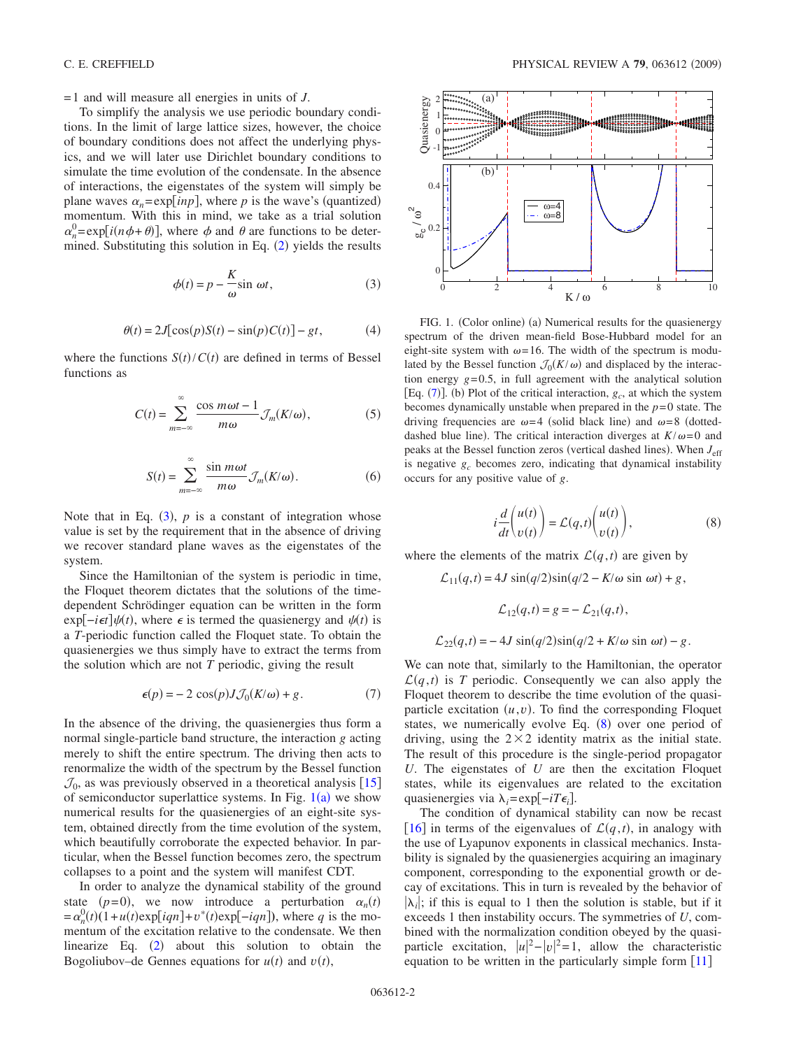=1 and will measure all energies in units of $J$.

To simplify the analysis we use periodic boundary conditions. In the limit of large lattice sizes, however, the choice of boundary conditions does not affect the underlying physics, and we will later use Dirichlet boundary conditions to simulate the time evolution of the condensate. In the absence of interactions, the eigenstates of the system will simply be plane waves $\alpha_n = \exp[inp]$, where $p$ is the wave's (quantized) momentum. With this in mind, we take as a trial solution $\alpha_n^0 = \exp[i(n\phi + \theta)]$, where $\phi$ and $\theta$ are functions to be determined. Substituting this solution in Eq. (2) yields the results

$$\phi(t) = p - \frac{K}{\omega}\sin \omega t, \tag{3}$$

$$\theta(t) = 2J[\cos(p)S(t) - \sin(p)C(t)] - gt, \tag{4}$$

where the functions $S(t)/C(t)$ are defined in terms of Bessel functions as

$$C(t) = \sum_{m=-\infty}^{\infty} \frac{\cos m\omega t - 1}{m\omega} \mathcal{J}_m(K/\omega), \tag{5}$$

$$S(t) = \sum_{m=-\infty}^{\infty} \frac{\sin m\omega t}{m\omega} \mathcal{J}_m(K/\omega). \tag{6}$$

Note that in Eq. (3), $p$ is a constant of integration whose value is set by the requirement that in the absence of driving we recover standard plane waves as the eigenstates of the system.

Since the Hamiltonian of the system is periodic in time, the Floquet theorem dictates that the solutions of the time-dependent Schrödinger equation can be written in the form $\exp[-i\epsilon t]\psi(t)$, where $\epsilon$ is termed the quasienergy and $\psi(t)$ is a $T$-periodic function called the Floquet state. To obtain the quasienergies we thus simply have to extract the terms from the solution which are not $T$ periodic, giving the result

$$\epsilon(p) = -2\cos(p)J\mathcal{J}_0(K/\omega) + g. \tag{7}$$

In the absence of the driving, the quasienergies thus form a normal single-particle band structure, the interaction $g$ acting merely to shift the entire spectrum. The driving then acts to renormalize the width of the spectrum by the Bessel function $\mathcal{J}_0$, as was previously observed in a theoretical analysis [15] of semiconductor superlattice systems. In Fig. 1(a) we show numerical results for the quasienergies of an eight-site system, obtained directly from the time evolution of the system, which beautifully corroborate the expected behavior. In particular, when the Bessel function becomes zero, the spectrum collapses to a point and the system will manifest CDT.

In order to analyze the dynamical stability of the ground state $(p=0)$, we now introduce a perturbation $\alpha_n(t) = \alpha_n^0(t)(1 + u(t)\exp[iqn] + v^*(t)\exp[-iqn])$, where $q$ is the momentum of the excitation relative to the condensate. We then linearize Eq. (2) about this solution to obtain the Bogoliubov–de Gennes equations for $u(t)$ and $v(t)$,

FIG. 1. (Color online) (a) Numerical results for the quasienergy spectrum of the driven mean-field Bose-Hubbard model for an eight-site system with $\omega=16$. The width of the spectrum is modulated by the Bessel function $\mathcal{J}_0(K/\omega)$ and displaced by the interaction energy $g=0.5$, in full agreement with the analytical solution [Eq. (7)]. (b) Plot of the critical interaction, $g_c$, at which the system becomes dynamically unstable when prepared in the $p=0$ state. The driving frequencies are $\omega=4$ (solid black line) and $\omega=8$ (dotted-dashed blue line). The critical interaction diverges at $K/\omega=0$ and peaks at the Bessel function zeros (vertical dashed lines). When $J_{\text{eff}}$ is negative $g_c$ becomes zero, indicating that dynamical instability occurs for any positive value of $g$.

$$i\frac{d}{dt}\begin{pmatrix} u(t) \\ v(t) \end{pmatrix} = \mathcal{L}(q,t)\begin{pmatrix} u(t) \\ v(t) \end{pmatrix}, \tag{8}$$

where the elements of the matrix $\mathcal{L}(q,t)$ are given by

$$\mathcal{L}_{11}(q,t) = 4J\sin(q/2)\sin(q/2 - K/\omega \sin \omega t) + g,$$

$$\mathcal{L}_{12}(q,t) = g = -\mathcal{L}_{21}(q,t),$$

$$\mathcal{L}_{22}(q,t) = -4J\sin(q/2)\sin(q/2 + K/\omega \sin \omega t) - g.$$

We can note that, similarly to the Hamiltonian, the operator $\mathcal{L}(q,t)$ is $T$ periodic. Consequently we can also apply the Floquet theorem to describe the time evolution of the quasiparticle excitation $(u,v)$. To find the corresponding Floquet states, we numerically evolve Eq. (8) over one period of driving, using the $2\times 2$ identity matrix as the initial state. The result of this procedure is the single-period propagator $U$. The eigenstates of $U$ are then the excitation Floquet states, while its eigenvalues are related to the excitation quasienergies via $\lambda_i = \exp[-iT\epsilon_i]$.

The condition of dynamical stability can now be recast [16] in terms of the eigenvalues of $\mathcal{L}(q,t)$, in analogy with the use of Lyapunov exponents in classical mechanics. Instability is signaled by the quasienergies acquiring an imaginary component, corresponding to the exponential growth or decay of excitations. This in turn is revealed by the behavior of $|\lambda_i|$; if this is equal to 1 then the solution is stable, but if it exceeds 1 then instability occurs. The symmetries of $U$, combined with the normalization condition obeyed by the quasiparticle excitation, $|u|^2 - |v|^2 = 1$, allow the characteristic equation to be written in the particularly simple form [11]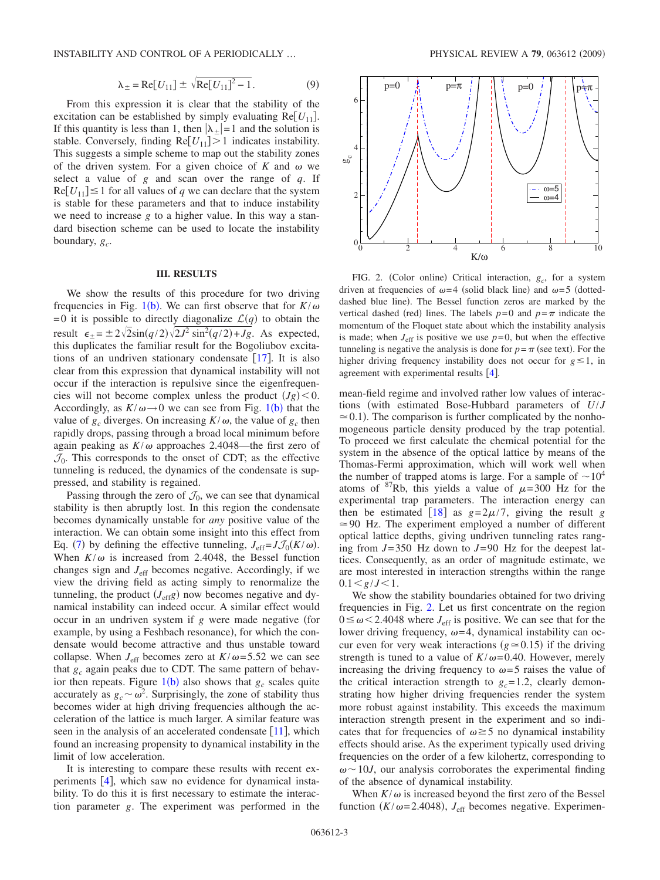$$\lambda_{\pm} = \text{Re}[U_{11}] \pm \sqrt{\text{Re}[U_{11}]^2 - 1}. \tag{9}$$

From this expression it is clear that the stability of the excitation can be established by simply evaluating $\text{Re}[U_{11}]$. If this quantity is less than 1, then $|\lambda_{\pm}|=1$ and the solution is stable. Conversely, finding $\text{Re}[U_{11}]>1$ indicates instability. This suggests a simple scheme to map out the stability zones of the driven system. For a given choice of $K$ and $\omega$ we select a value of $g$ and scan over the range of $q$. If $\text{Re}[U_{11}]\leq 1$ for all values of $q$ we can declare that the system is stable for these parameters and that to induce instability we need to increase $g$ to a higher value. In this way a standard bisection scheme can be used to locate the instability boundary, $g_c$.

## III. RESULTS

We show the results of this procedure for two driving frequencies in Fig. 1(b). We can first observe that for $K/\omega=0$ it is possible to directly diagonalize $\mathcal{L}(q)$ to obtain the result $\epsilon_{\pm}=\pm 2\sqrt{2}\sin(q/2)\sqrt{2J^2\sin^2(q/2)+Jg}$. As expected, this duplicates the familiar result for the Bogoliubov excitations of an undriven stationary condensate [17]. It is also clear from this expression that dynamical instability will not occur if the interaction is repulsive since the eigenfrequencies will not become complex unless the product $(Jg)<0$. Accordingly, as $K/\omega\to 0$ we can see from Fig. 1(b) that the value of $g_c$ diverges. On increasing $K/\omega$, the value of $g_c$ then rapidly drops, passing through a broad local minimum before again peaking as $K/\omega$ approaches 2.4048—the first zero of $\mathcal{J}_0$. This corresponds to the onset of CDT; as the effective tunneling is reduced, the dynamics of the condensate is suppressed, and stability is regained.

Passing through the zero of $\mathcal{J}_0$, we can see that dynamical stability is then abruptly lost. In this region the condensate becomes dynamically unstable for *any* positive value of the interaction. We can obtain some insight into this effect from Eq. (7) by defining the effective tunneling, $J_{\text{eff}}=J\mathcal{J}_0(K/\omega)$. When $K/\omega$ is increased from 2.4048, the Bessel function changes sign and $J_{\text{eff}}$ becomes negative. Accordingly, if we view the driving field as acting simply to renormalize the tunneling, the product $(J_{\text{eff}}g)$ now becomes negative and dynamical instability can indeed occur. A similar effect would occur in an undriven system if $g$ were made negative (for example, by using a Feshbach resonance), for which the condensate would become attractive and thus unstable toward collapse. When $J_{\text{eff}}$ becomes zero at $K/\omega=5.52$ we can see that $g_c$ again peaks due to CDT. The same pattern of behavior then repeats. Figure 1(b) also shows that $g_c$ scales quite accurately as $g_c\sim\omega^2$. Surprisingly, the zone of stability thus becomes wider at high driving frequencies although the acceleration of the lattice is much larger. A similar feature was seen in the analysis of an accelerated condensate [11], which found an increasing propensity to dynamical instability in the limit of low acceleration.

It is interesting to compare these results with recent experiments [4], which saw no evidence for dynamical instability. To do this it is first necessary to estimate the interaction parameter $g$. The experiment was performed in the mean-field regime and involved rather low values of interactions (with estimated Bose-Hubbard parameters of $U/J\simeq 0.1$). The comparison is further complicated by the nonhomogeneous particle density produced by the trap potential. To proceed we first calculate the chemical potential for the system in the absence of the optical lattice by means of the Thomas-Fermi approximation, which will work well when the number of trapped atoms is large. For a sample of $\sim 10^4$ atoms of $^{87}$Rb, this yields a value of $\mu=300$ Hz for the experimental trap parameters. The interaction energy can then be estimated [18] as $g=2\mu/7$, giving the result $g\simeq 90$ Hz. The experiment employed a number of different optical lattice depths, giving undriven tunneling rates ranging from $J=350$ Hz down to $J=90$ Hz for the deepest lattices. Consequently, as an order of magnitude estimate, we are most interested in interaction strengths within the range $0.1<g/J<1$.

FIG. 2. (Color online) Critical interaction, $g_c$, for a system driven at frequencies of $\omega=4$ (solid black line) and $\omega=5$ (dotted-dashed blue line). The Bessel function zeros are marked by the vertical dashed (red) lines. The labels $p=0$ and $p=\pi$ indicate the momentum of the Floquet state about which the instability analysis is made; when $J_{\text{eff}}$ is positive we use $p=0$, but when the effective tunneling is negative the analysis is done for $p=\pi$ (see text). For the higher driving frequency instability does not occur for $g\lesssim 1$, in agreement with experimental results [4].

We show the stability boundaries obtained for two driving frequencies in Fig. 2. Let us first concentrate on the region $0\leq\omega<2.4048$ where $J_{\text{eff}}$ is positive. We can see that for the lower driving frequency, $\omega=4$, dynamical instability can occur even for very weak interactions ($g\simeq 0.15$) if the driving strength is tuned to a value of $K/\omega=0.40$. However, merely increasing the driving frequency to $\omega=5$ raises the value of the critical interaction strength to $g_c=1.2$, clearly demonstrating how higher driving frequencies render the system more robust against instability. This exceeds the maximum interaction strength present in the experiment and so indicates that for frequencies of $\omega\gtrsim 5$ no dynamical instability effects should arise. As the experiment typically used driving frequencies on the order of a few kilohertz, corresponding to $\omega\sim 10J$, our analysis corroborates the experimental finding of the absence of dynamical instability.

When $K/\omega$ is increased beyond the first zero of the Bessel function ($K/\omega=2.4048$), $J_{\text{eff}}$ becomes negative. Experimen-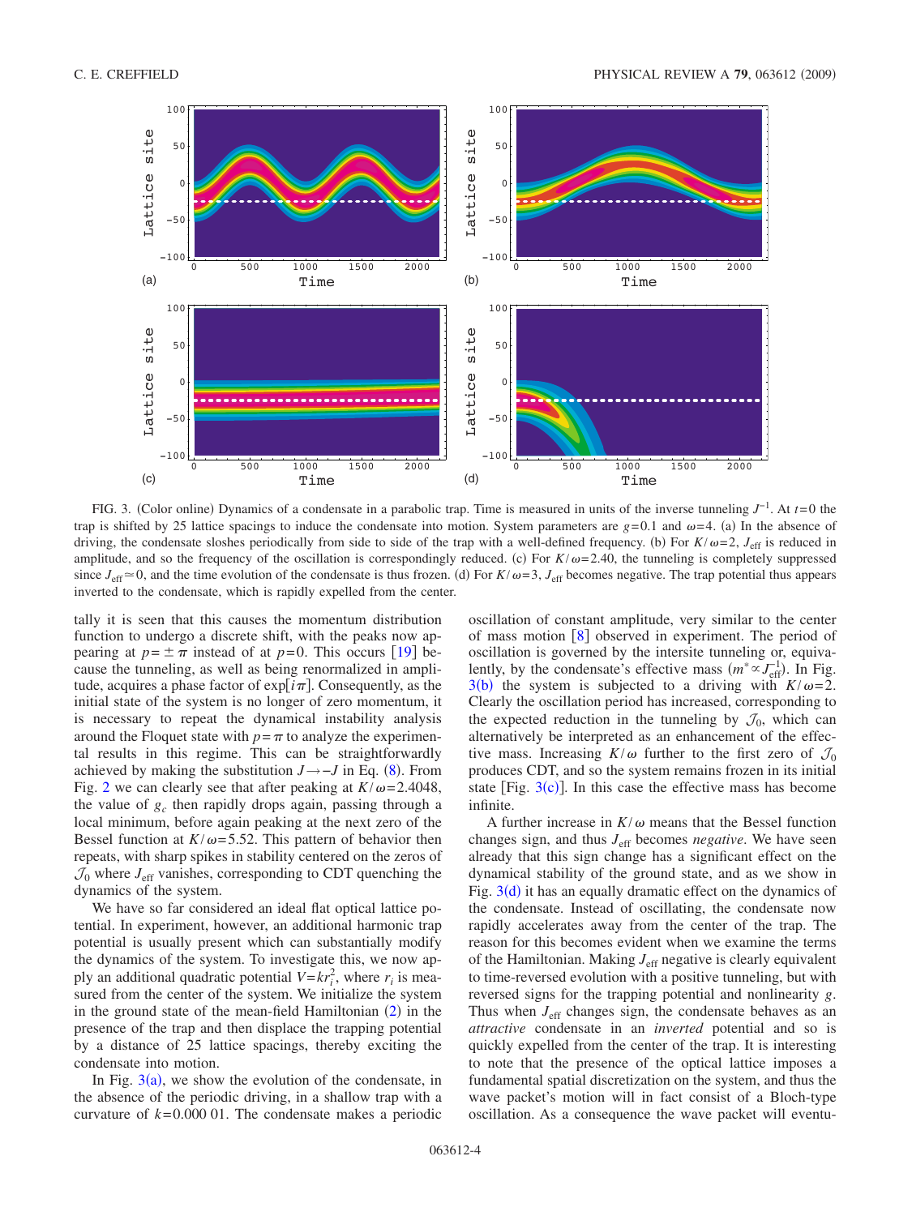FIG. 3. (Color online) Dynamics of a condensate in a parabolic trap. Time is measured in units of the inverse tunneling $J^{-1}$. At $t=0$ the trap is shifted by 25 lattice spacings to induce the condensate into motion. System parameters are $g=0.1$ and $\omega=4$. (a) In the absence of driving, the condensate sloshes periodically from side to side of the trap with a well-defined frequency. (b) For $K/\omega=2$, $J_{\mathrm{eff}}$ is reduced in amplitude, and so the frequency of the oscillation is correspondingly reduced. (c) For $K/\omega=2.40$, the tunneling is completely suppressed since $J_{\mathrm{eff}}\simeq 0$, and the time evolution of the condensate is thus frozen. (d) For $K/\omega=3$, $J_{\mathrm{eff}}$ becomes negative. The trap potential thus appears inverted to the condensate, which is rapidly expelled from the center.

tally it is seen that this causes the momentum distribution function to undergo a discrete shift, with the peaks now appearing at $p=\pm\pi$ instead of at $p=0$. This occurs [19] because the tunneling, as well as being renormalized in amplitude, acquires a phase factor of $\exp[i\pi]$. Consequently, as the initial state of the system is no longer of zero momentum, it is necessary to repeat the dynamical instability analysis around the Floquet state with $p=\pi$ to analyze the experimental results in this regime. This can be straightforwardly achieved by making the substitution $J\to -J$ in Eq. (8). From Fig. 2 we can clearly see that after peaking at $K/\omega=2.4048$, the value of $g_c$ then rapidly drops again, passing through a local minimum, before again peaking at the next zero of the Bessel function at $K/\omega=5.52$. This pattern of behavior then repeats, with sharp spikes in stability centered on the zeros of $\mathcal{J}_0$ where $J_{\mathrm{eff}}$ vanishes, corresponding to CDT quenching the dynamics of the system.

We have so far considered an ideal flat optical lattice potential. In experiment, however, an additional harmonic trap potential is usually present which can substantially modify the dynamics of the system. To investigate this, we now apply an additional quadratic potential $V=kr_i^2$, where $r_i$ is measured from the center of the system. We initialize the system in the ground state of the mean-field Hamiltonian (2) in the presence of the trap and then displace the trapping potential by a distance of 25 lattice spacings, thereby exciting the condensate into motion.

In Fig. 3(a), we show the evolution of the condensate, in the absence of the periodic driving, in a shallow trap with a curvature of $k=0.000\,01$. The condensate makes a periodic oscillation of constant amplitude, very similar to the center of mass motion [8] observed in experiment. The period of oscillation is governed by the intersite tunneling or, equivalently, by the condensate's effective mass ($m^{*}\propto J_{\mathrm{eff}}^{-1}$). In Fig. 3(b) the system is subjected to a driving with $K/\omega=2$. Clearly the oscillation period has increased, corresponding to the expected reduction in the tunneling by $\mathcal{J}_0$, which can alternatively be interpreted as an enhancement of the effective mass. Increasing $K/\omega$ further to the first zero of $\mathcal{J}_0$ produces CDT, and so the system remains frozen in its initial state [Fig. 3(c)]. In this case the effective mass has become infinite.

A further increase in $K/\omega$ means that the Bessel function changes sign, and thus $J_{\mathrm{eff}}$ becomes *negative*. We have seen already that this sign change has a significant effect on the dynamical stability of the ground state, and as we show in Fig. 3(d) it has an equally dramatic effect on the dynamics of the condensate. Instead of oscillating, the condensate now rapidly accelerates away from the center of the trap. The reason for this becomes evident when we examine the terms of the Hamiltonian. Making $J_{\mathrm{eff}}$ negative is clearly equivalent to time-reversed evolution with a positive tunneling, but with reversed signs for the trapping potential and nonlinearity $g$. Thus when $J_{\mathrm{eff}}$ changes sign, the condensate behaves as an *attractive* condensate in an *inverted* potential and so is quickly expelled from the center of the trap. It is interesting to note that the presence of the optical lattice imposes a fundamental spatial discretization on the system, and thus the wave packet's motion will in fact consist of a Bloch-type oscillation. As a consequence the wave packet will eventu-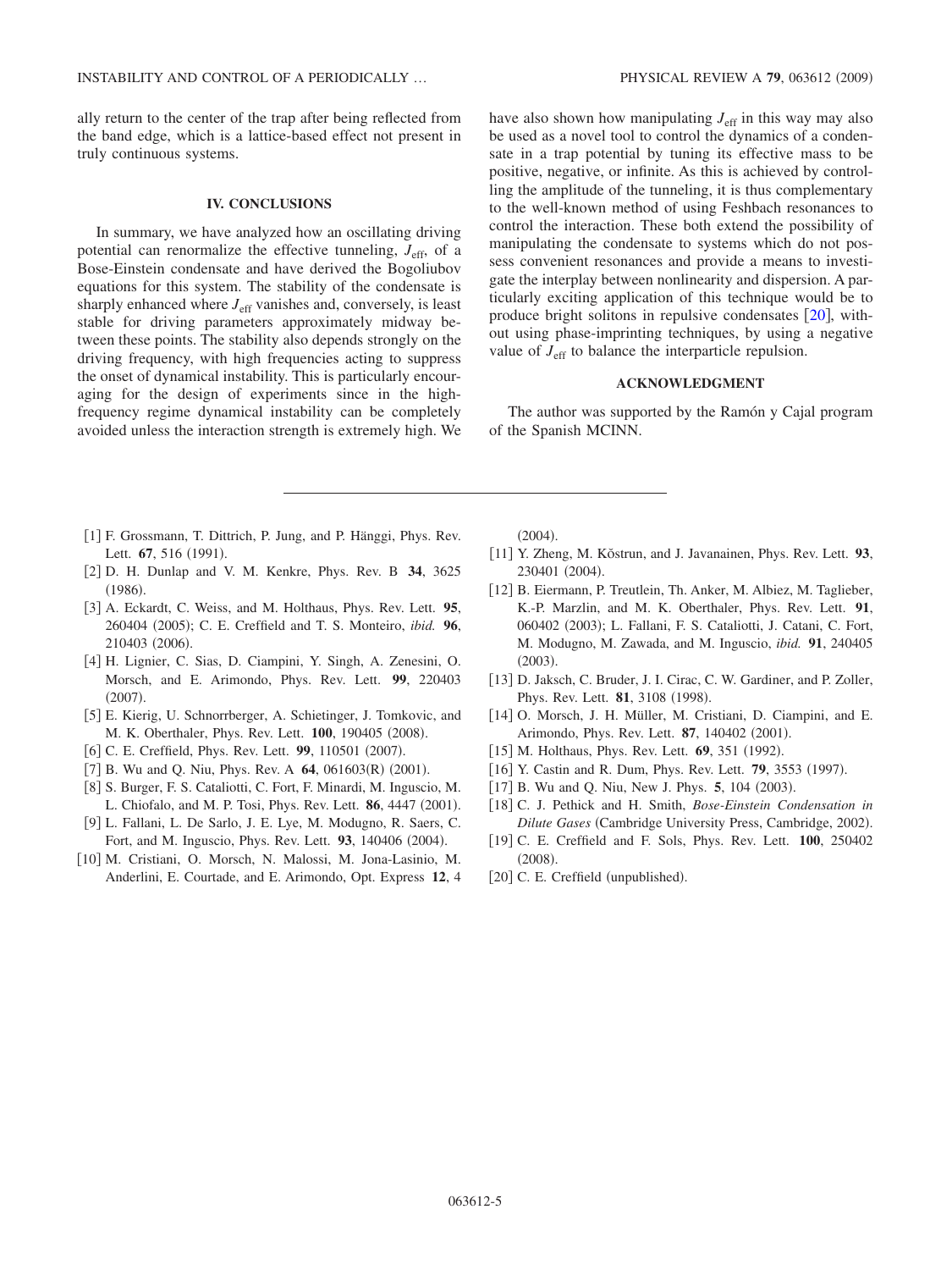ally return to the center of the trap after being reflected from the band edge, which is a lattice-based effect not present in truly continuous systems.

## IV. CONCLUSIONS

In summary, we have analyzed how an oscillating driving potential can renormalize the effective tunneling, $J_{\mathrm{eff}}$, of a Bose-Einstein condensate and have derived the Bogoliubov equations for this system. The stability of the condensate is sharply enhanced where $J_{\mathrm{eff}}$ vanishes and, conversely, is least stable for driving parameters approximately midway between these points. The stability also depends strongly on the driving frequency, with high frequencies acting to suppress the onset of dynamical instability. This is particularly encouraging for the design of experiments since in the high-frequency regime dynamical instability can be completely avoided unless the interaction strength is extremely high. We have also shown how manipulating $J_{\mathrm{eff}}$ in this way may also be used as a novel tool to control the dynamics of a condensate in a trap potential by tuning its effective mass to be positive, negative, or infinite. As this is achieved by controlling the amplitude of the tunneling, it is thus complementary to the well-known method of using Feshbach resonances to control the interaction. These both extend the possibility of manipulating the condensate to systems which do not possess convenient resonances and provide a means to investigate the interplay between nonlinearity and dispersion. A particularly exciting application of this technique would be to produce bright solitons in repulsive condensates [20], without using phase-imprinting techniques, by using a negative value of $J_{\mathrm{eff}}$ to balance the interparticle repulsion.

## ACKNOWLEDGMENT

The author was supported by the Ramón y Cajal program of the Spanish MCINN.

---

[1] F. Grossmann, T. Dittrich, P. Jung, and P. Hänggi, Phys. Rev. Lett. **67**, 516 (1991).

[2] D. H. Dunlap and V. M. Kenkre, Phys. Rev. B **34**, 3625 (1986).

[3] A. Eckardt, C. Weiss, and M. Holthaus, Phys. Rev. Lett. **95**, 260404 (2005); C. E. Creffield and T. S. Monteiro, *ibid.* **96**, 210403 (2006).

[4] H. Lignier, C. Sias, D. Ciampini, Y. Singh, A. Zenesini, O. Morsch, and E. Arimondo, Phys. Rev. Lett. **99**, 220403 (2007).

[5] E. Kierig, U. Schnorrberger, A. Schietinger, J. Tomkovic, and M. K. Oberthaler, Phys. Rev. Lett. **100**, 190405 (2008).

[6] C. E. Creffield, Phys. Rev. Lett. **99**, 110501 (2007).

[7] B. Wu and Q. Niu, Phys. Rev. A **64**, 061603(R) (2001).

[8] S. Burger, F. S. Cataliotti, C. Fort, F. Minardi, M. Inguscio, M. L. Chiofalo, and M. P. Tosi, Phys. Rev. Lett. **86**, 4447 (2001).

[9] L. Fallani, L. De Sarlo, J. E. Lye, M. Modugno, R. Saers, C. Fort, and M. Inguscio, Phys. Rev. Lett. **93**, 140406 (2004).

[10] M. Cristiani, O. Morsch, N. Malossi, M. Jona-Lasinio, M. Anderlini, E. Courtade, and E. Arimondo, Opt. Express **12**, 4 (2004).

[11] Y. Zheng, M. Kŏstrun, and J. Javanainen, Phys. Rev. Lett. **93**, 230401 (2004).

[12] B. Eiermann, P. Treutlein, Th. Anker, M. Albiez, M. Taglieber, K.-P. Marzlin, and M. K. Oberthaler, Phys. Rev. Lett. **91**, 060402 (2003); L. Fallani, F. S. Cataliotti, J. Catani, C. Fort, M. Modugno, M. Zawada, and M. Inguscio, *ibid.* **91**, 240405 (2003).

[13] D. Jaksch, C. Bruder, J. I. Cirac, C. W. Gardiner, and P. Zoller, Phys. Rev. Lett. **81**, 3108 (1998).

[14] O. Morsch, J. H. Müller, M. Cristiani, D. Ciampini, and E. Arimondo, Phys. Rev. Lett. **87**, 140402 (2001).

[15] M. Holthaus, Phys. Rev. Lett. **69**, 351 (1992).

[16] Y. Castin and R. Dum, Phys. Rev. Lett. **79**, 3553 (1997).

[17] B. Wu and Q. Niu, New J. Phys. **5**, 104 (2003).

[18] C. J. Pethick and H. Smith, *Bose-Einstein Condensation in Dilute Gases* (Cambridge University Press, Cambridge, 2002).

[19] C. E. Creffield and F. Sols, Phys. Rev. Lett. **100**, 250402 (2008).

[20] C. E. Creffield (unpublished).